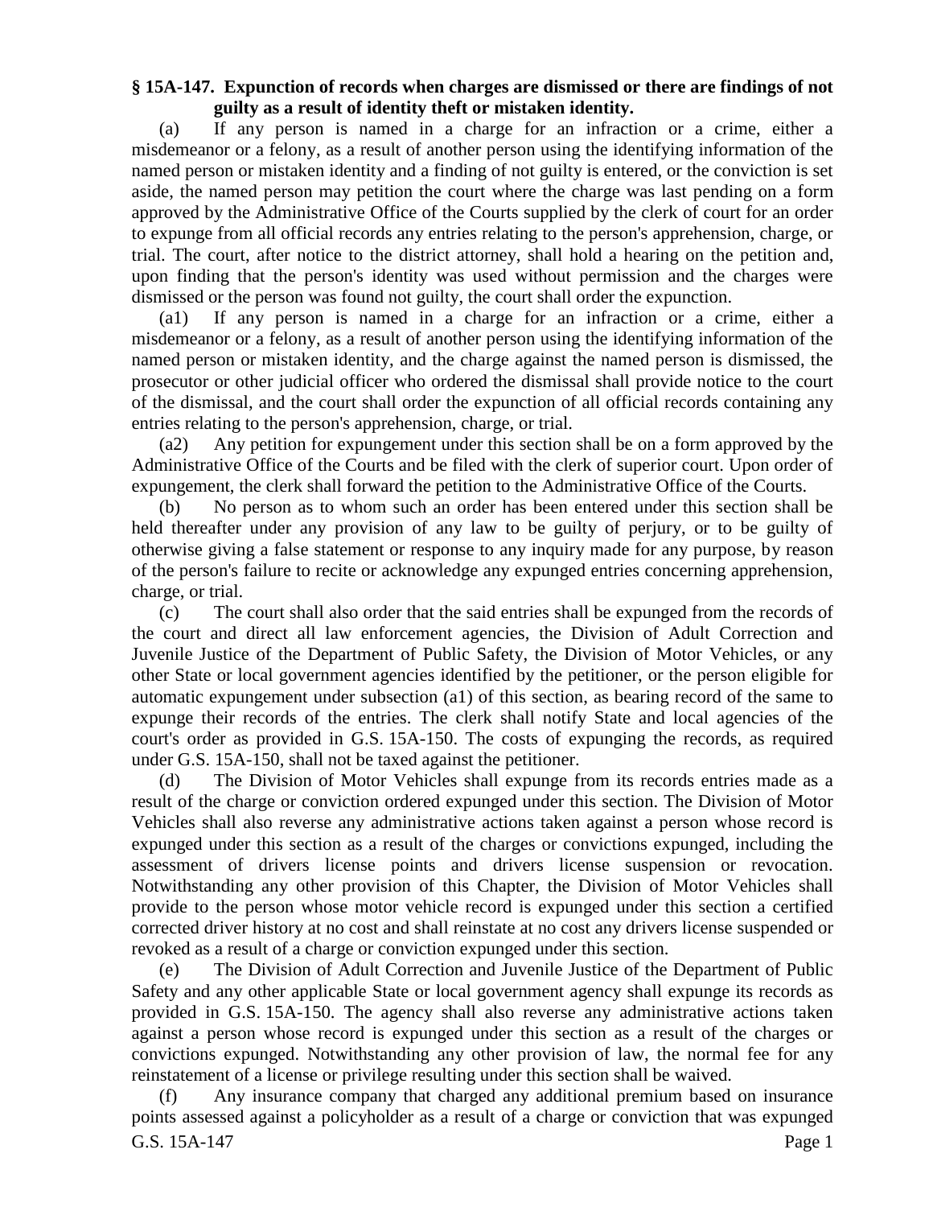**§ 15A-147. Expunction of records when charges are dismissed or there are findings of not guilty as a result of identity theft or mistaken identity.**

(a) If any person is named in a charge for an infraction or a crime, either a misdemeanor or a felony, as a result of another person using the identifying information of the named person or mistaken identity and a finding of not guilty is entered, or the conviction is set aside, the named person may petition the court where the charge was last pending on a form approved by the Administrative Office of the Courts supplied by the clerk of court for an order to expunge from all official records any entries relating to the person's apprehension, charge, or trial. The court, after notice to the district attorney, shall hold a hearing on the petition and, upon finding that the person's identity was used without permission and the charges were dismissed or the person was found not guilty, the court shall order the expunction.

(a1) If any person is named in a charge for an infraction or a crime, either a misdemeanor or a felony, as a result of another person using the identifying information of the named person or mistaken identity, and the charge against the named person is dismissed, the prosecutor or other judicial officer who ordered the dismissal shall provide notice to the court of the dismissal, and the court shall order the expunction of all official records containing any entries relating to the person's apprehension, charge, or trial.

(a2) Any petition for expungement under this section shall be on a form approved by the Administrative Office of the Courts and be filed with the clerk of superior court. Upon order of expungement, the clerk shall forward the petition to the Administrative Office of the Courts.

(b) No person as to whom such an order has been entered under this section shall be held thereafter under any provision of any law to be guilty of perjury, or to be guilty of otherwise giving a false statement or response to any inquiry made for any purpose, by reason of the person's failure to recite or acknowledge any expunged entries concerning apprehension, charge, or trial.

(c) The court shall also order that the said entries shall be expunged from the records of the court and direct all law enforcement agencies, the Division of Adult Correction and Juvenile Justice of the Department of Public Safety, the Division of Motor Vehicles, or any other State or local government agencies identified by the petitioner, or the person eligible for automatic expungement under subsection (a1) of this section, as bearing record of the same to expunge their records of the entries. The clerk shall notify State and local agencies of the court's order as provided in G.S. 15A-150. The costs of expunging the records, as required under G.S. 15A-150, shall not be taxed against the petitioner.

(d) The Division of Motor Vehicles shall expunge from its records entries made as a result of the charge or conviction ordered expunged under this section. The Division of Motor Vehicles shall also reverse any administrative actions taken against a person whose record is expunged under this section as a result of the charges or convictions expunged, including the assessment of drivers license points and drivers license suspension or revocation. Notwithstanding any other provision of this Chapter, the Division of Motor Vehicles shall provide to the person whose motor vehicle record is expunged under this section a certified corrected driver history at no cost and shall reinstate at no cost any drivers license suspended or revoked as a result of a charge or conviction expunged under this section.

(e) The Division of Adult Correction and Juvenile Justice of the Department of Public Safety and any other applicable State or local government agency shall expunge its records as provided in G.S. 15A-150. The agency shall also reverse any administrative actions taken against a person whose record is expunged under this section as a result of the charges or convictions expunged. Notwithstanding any other provision of law, the normal fee for any reinstatement of a license or privilege resulting under this section shall be waived.

(f) Any insurance company that charged any additional premium based on insurance points assessed against a policyholder as a result of a charge or conviction that was expunged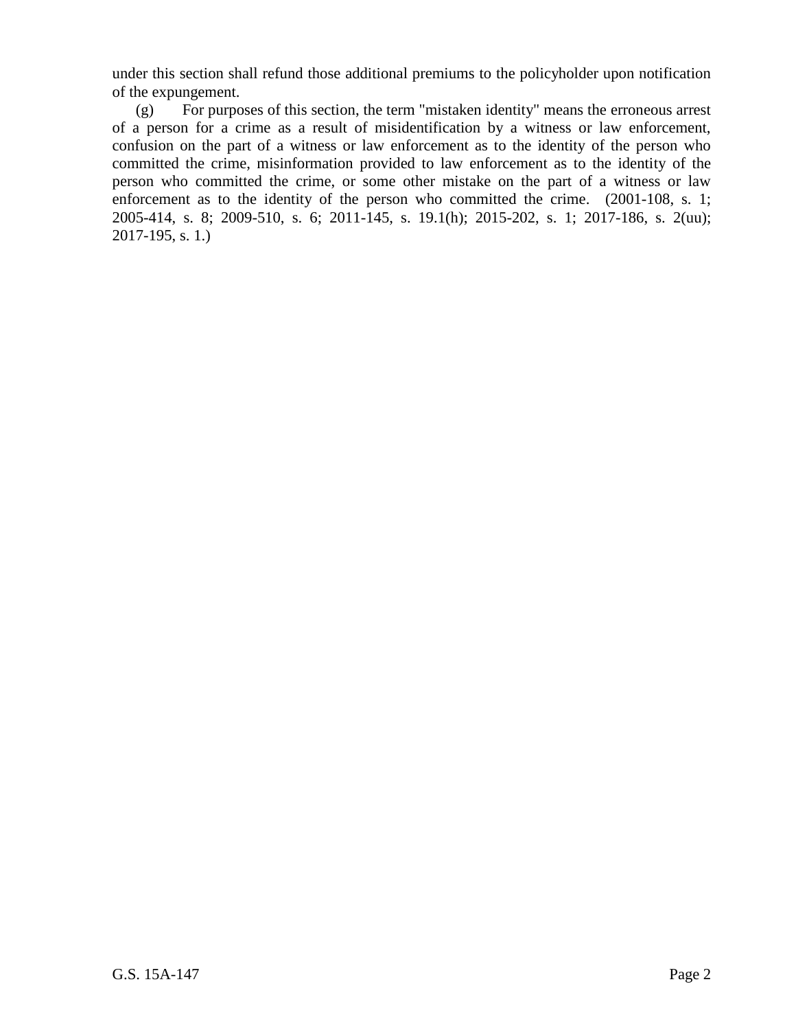under this section shall refund those additional premiums to the policyholder upon notification of the expungement.

(g) For purposes of this section, the term "mistaken identity" means the erroneous arrest of a person for a crime as a result of misidentification by a witness or law enforcement, confusion on the part of a witness or law enforcement as to the identity of the person who committed the crime, misinformation provided to law enforcement as to the identity of the person who committed the crime, or some other mistake on the part of a witness or law enforcement as to the identity of the person who committed the crime. (2001-108, s. 1; 2005-414, s. 8; 2009-510, s. 6; 2011-145, s. 19.1(h); 2015-202, s. 1; 2017-186, s. 2(uu); 2017-195, s. 1.)